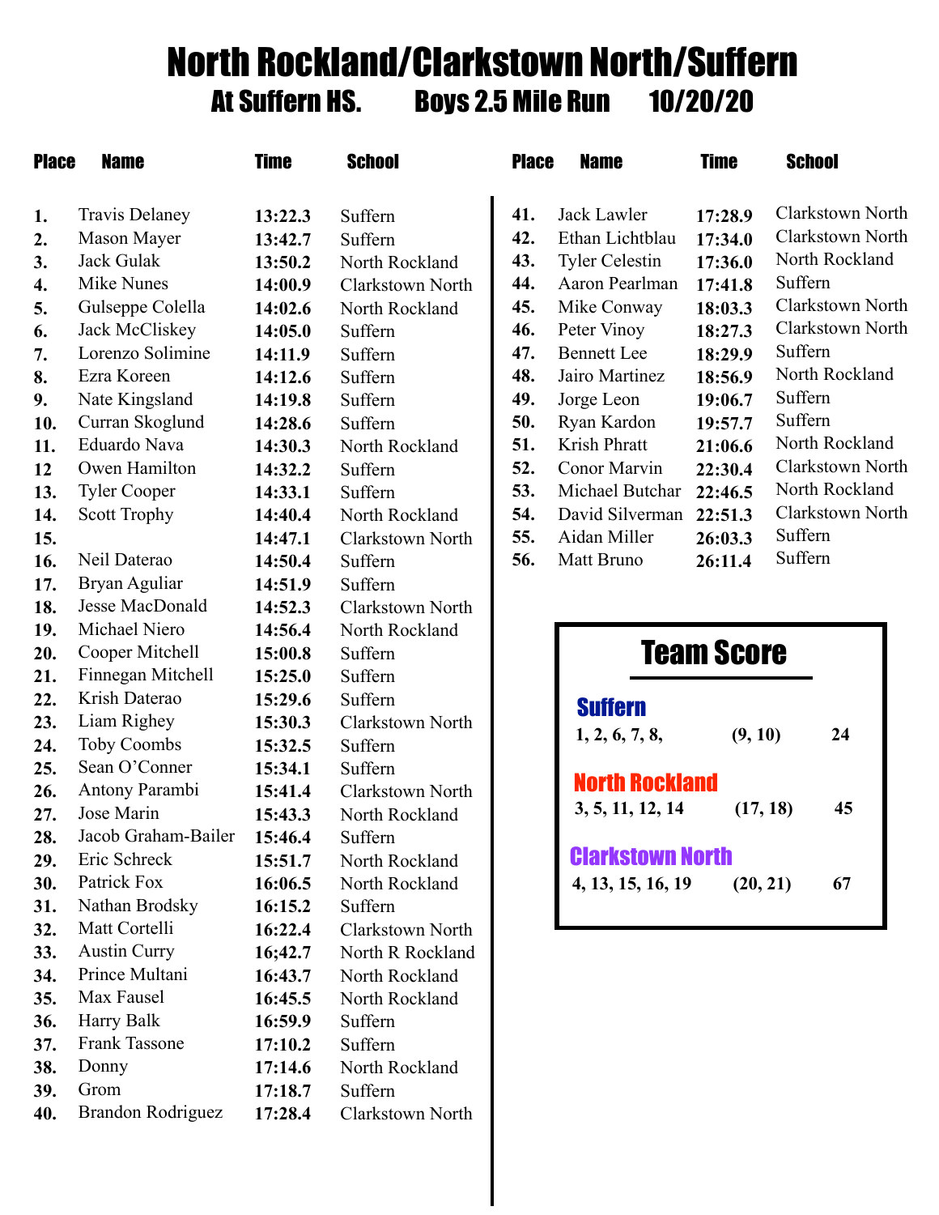# North Rockland/Clarkstown North/Suffern

## At Suffern HS. Boys 2.5 Mile Run 10/20/20

| Place | Name | Time | School |
|---|---|---|---|
| 1. | Travis Delaney | 13:22.3 | Suffern |
| 2. | Mason Mayer | 13:42.7 | Suffern |
| 3. | Jack Gulak | 13:50.2 | North Rockland |
| 4. | Mike Nunes | 14:00.9 | Clarkstown North |
| 5. | Gulseppe Colella | 14:02.6 | North Rockland |
| 6. | Jack McCliskey | 14:05.0 | Suffern |
| 7. | Lorenzo Solimine | 14:11.9 | Suffern |
| 8. | Ezra Koreen | 14:12.6 | Suffern |
| 9. | Nate Kingsland | 14:19.8 | Suffern |
| 10. | Curran Skoglund | 14:28.6 | Suffern |
| 11. | Eduardo Nava | 14:30.3 | North Rockland |
| 12 | Owen Hamilton | 14:32.2 | Suffern |
| 13. | Tyler Cooper | 14:33.1 | Suffern |
| 14. | Scott Trophy | 14:40.4 | North Rockland |
| 15. | | 14:47.1 | Clarkstown North |
| 16. | Neil Daterao | 14:50.4 | Suffern |
| 17. | Bryan Aguliar | 14:51.9 | Suffern |
| 18. | Jesse MacDonald | 14:52.3 | Clarkstown North |
| 19. | Michael Niero | 14:56.4 | North Rockland |
| 20. | Cooper Mitchell | 15:00.8 | Suffern |
| 21. | Finnegan Mitchell | 15:25.0 | Suffern |
| 22. | Krish Daterao | 15:29.6 | Suffern |
| 23. | Liam Righey | 15:30.3 | Clarkstown North |
| 24. | Toby Coombs | 15:32.5 | Suffern |
| 25. | Sean O'Conner | 15:34.1 | Suffern |
| 26. | Antony Parambi | 15:41.4 | Clarkstown North |
| 27. | Jose Marin | 15:43.3 | North Rockland |
| 28. | Jacob Graham-Bailer | 15:46.4 | Suffern |
| 29. | Eric Schreck | 15:51.7 | North Rockland |
| 30. | Patrick Fox | 16:06.5 | North Rockland |
| 31. | Nathan Brodsky | 16:15.2 | Suffern |
| 32. | Matt Cortelli | 16:22.4 | Clarkstown North |
| 33. | Austin Curry | 16;42.7 | North R Rockland |
| 34. | Prince Multani | 16:43.7 | North Rockland |
| 35. | Max Fausel | 16:45.5 | North Rockland |
| 36. | Harry Balk | 16:59.9 | Suffern |
| 37. | Frank Tassone | 17:10.2 | Suffern |
| 38. | Donny | 17:14.6 | North Rockland |
| 39. | Grom | 17:18.7 | Suffern |
| 40. | Brandon Rodriguez | 17:28.4 | Clarkstown North |
| 41. | Jack Lawler | 17:28.9 | Clarkstown North |
| 42. | Ethan Lichtblau | 17:34.0 | Clarkstown North |
| 43. | Tyler Celestin | 17:36.0 | North Rockland |
| 44. | Aaron Pearlman | 17:41.8 | Suffern |
| 45. | Mike Conway | 18:03.3 | Clarkstown North |
| 46. | Peter Vinoy | 18:27.3 | Clarkstown North |
| 47. | Bennett Lee | 18:29.9 | Suffern |
| 48. | Jairo Martinez | 18:56.9 | North Rockland |
| 49. | Jorge Leon | 19:06.7 | Suffern |
| 50. | Ryan Kardon | 19:57.7 | Suffern |
| 51. | Krish Phratt | 21:06.6 | North Rockland |
| 52. | Conor Marvin | 22:30.4 | Clarkstown North |
| 53. | Michael Butchar | 22:46.5 | North Rockland |
| 54. | David Silverman | 22:51.3 | Clarkstown North |
| 55. | Aidan Miller | 26:03.3 | Suffern |
| 56. | Matt Bruno | 26:11.4 | Suffern |

## Team Score

| Team | Places | Displacers | Score |
|---|---|---|---|
| **Suffern** | 1, 2, 6, 7, 8, | (9, 10) | 24 |
| **North Rockland** | 3, 5, 11, 12, 14 | (17, 18) | 45 |
| **Clarkstown North** | 4, 13, 15, 16, 19 | (20, 21) | 67 |